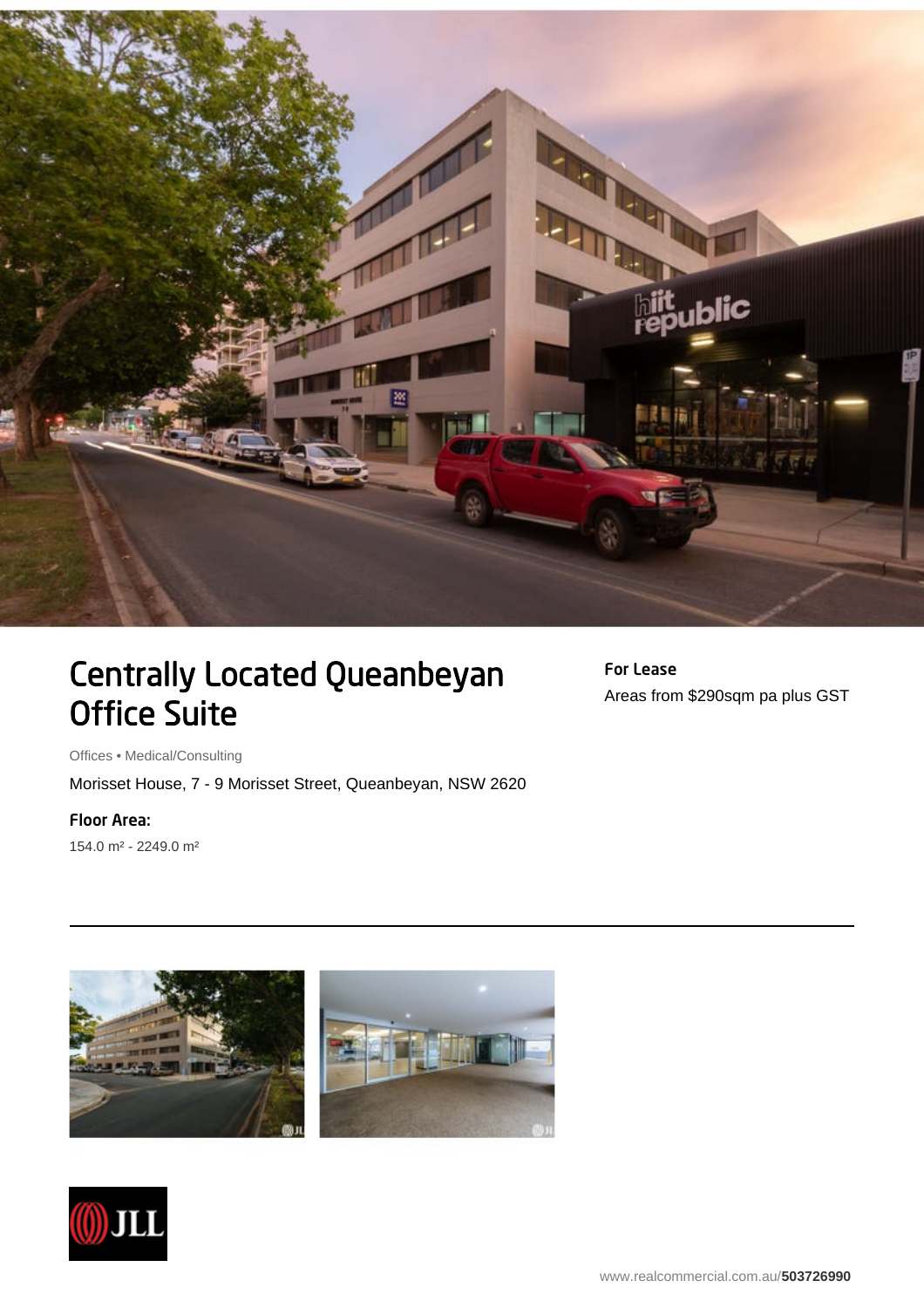# Centrally Located Queanbeyan Office Suite

**For Lease**

Areas from $290sqm pa plus GST

Offices • Medical/Consulting

Morisset House, 7 - 9 Morisset Street, Queanbeyan, NSW 2620

**Floor Area:**

154.0 m² - 2249.0 m²

www.realcommercial.com.au/**503726990**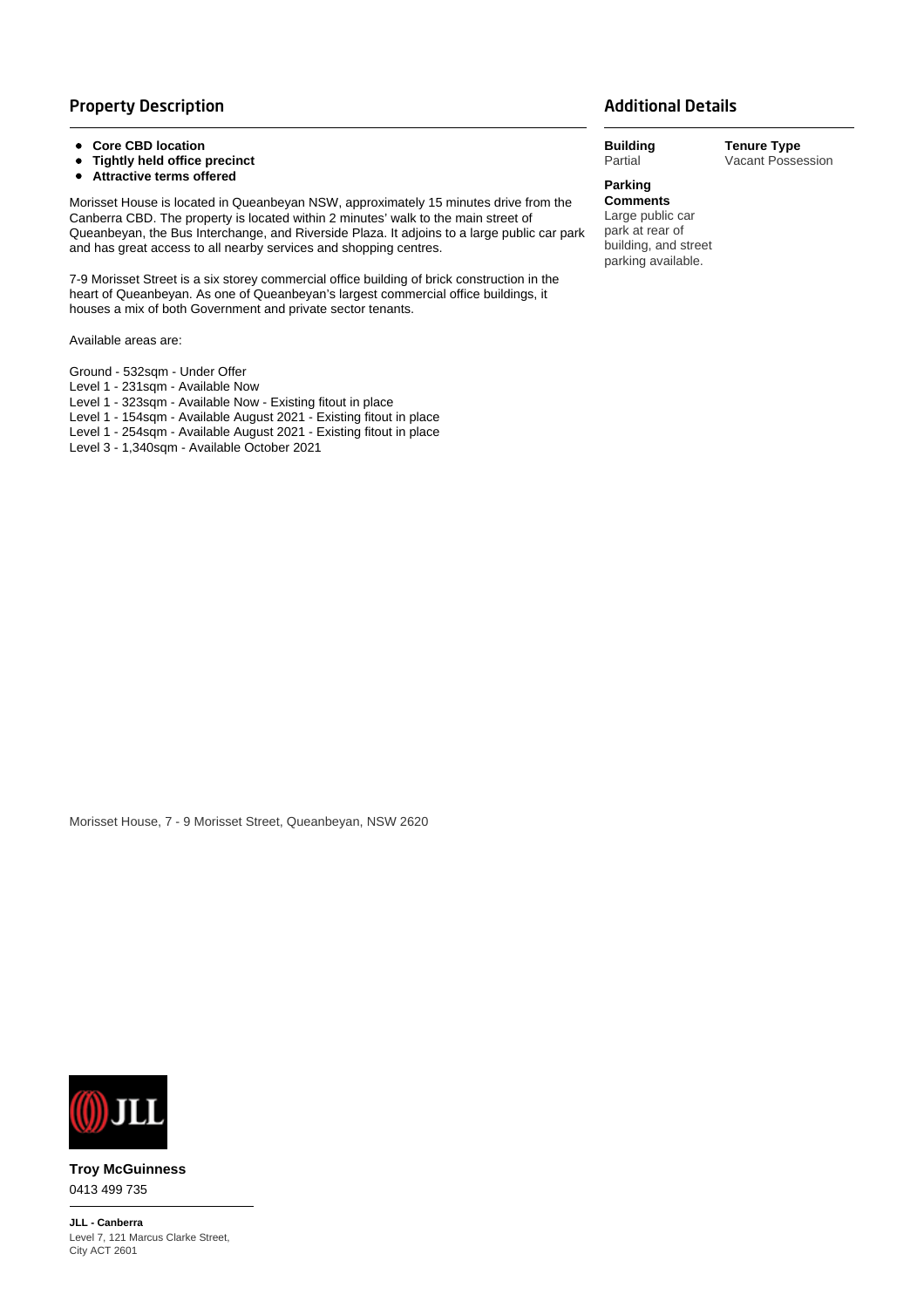## Property Description

- **Core CBD location**
- **Tightly held office precinct**
- **Attractive terms offered**

Morisset House is located in Queanbeyan NSW, approximately 15 minutes drive from the Canberra CBD. The property is located within 2 minutes' walk to the main street of Queanbeyan, the Bus Interchange, and Riverside Plaza. It adjoins to a large public car park and has great access to all nearby services and shopping centres.

7-9 Morisset Street is a six storey commercial office building of brick construction in the heart of Queanbeyan. As one of Queanbeyan's largest commercial office buildings, it houses a mix of both Government and private sector tenants.

Available areas are:

Ground - 532sqm - Under Offer
Level 1 - 231sqm - Available Now
Level 1 - 323sqm - Available Now - Existing fitout in place
Level 1 - 154sqm - Available August 2021 - Existing fitout in place
Level 1 - 254sqm - Available August 2021 - Existing fitout in place
Level 3 - 1,340sqm - Available October 2021

## Additional Details

**Building**
Partial

**Tenure Type**
Vacant Possession

**Parking Comments**
Large public car park at rear of building, and street parking available.

Morisset House, 7 - 9 Morisset Street, Queanbeyan, NSW 2620

JLL

**Troy McGuinness**
0413 499 735

**JLL - Canberra**
Level 7, 121 Marcus Clarke Street,
City ACT 2601